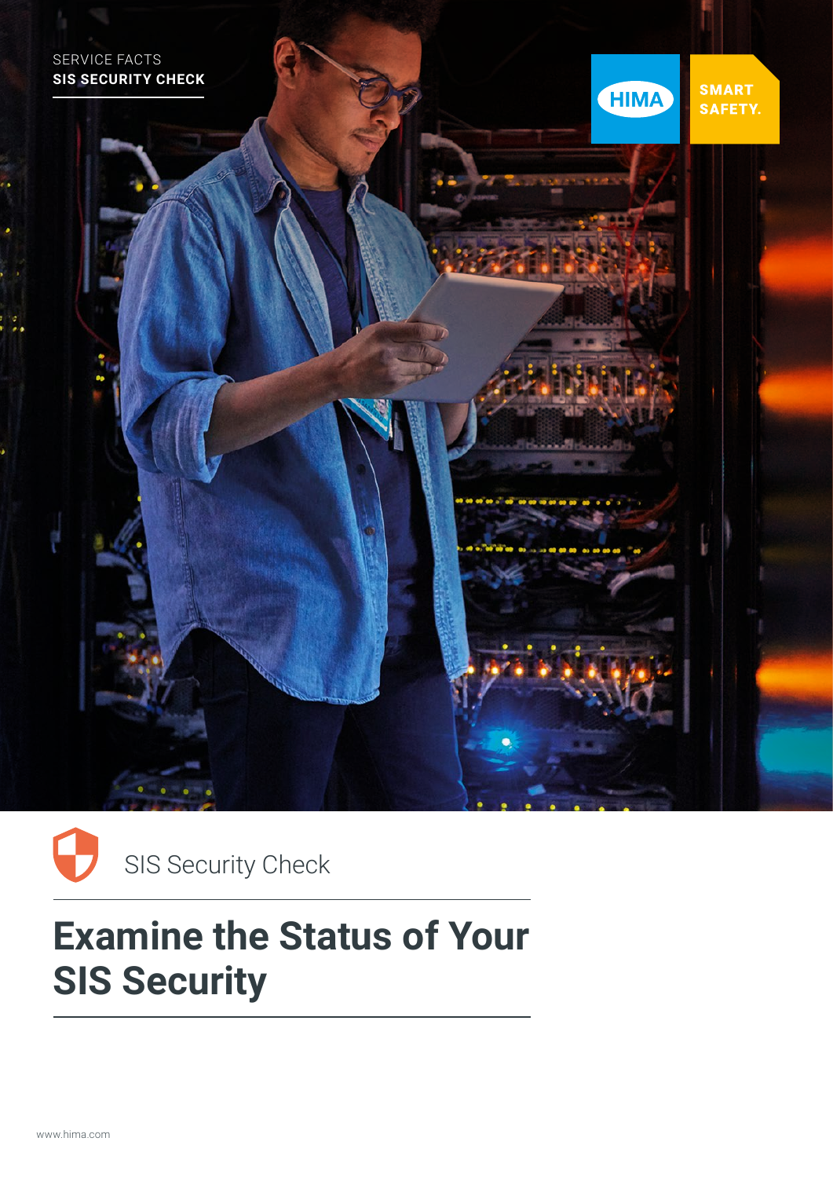SERVICE FACTS

**SIS SECURITY CHECK**

HIMA

SMART SAFETY.

SIS Security Check

# Examine the Status of Your SIS Security

www.hima.com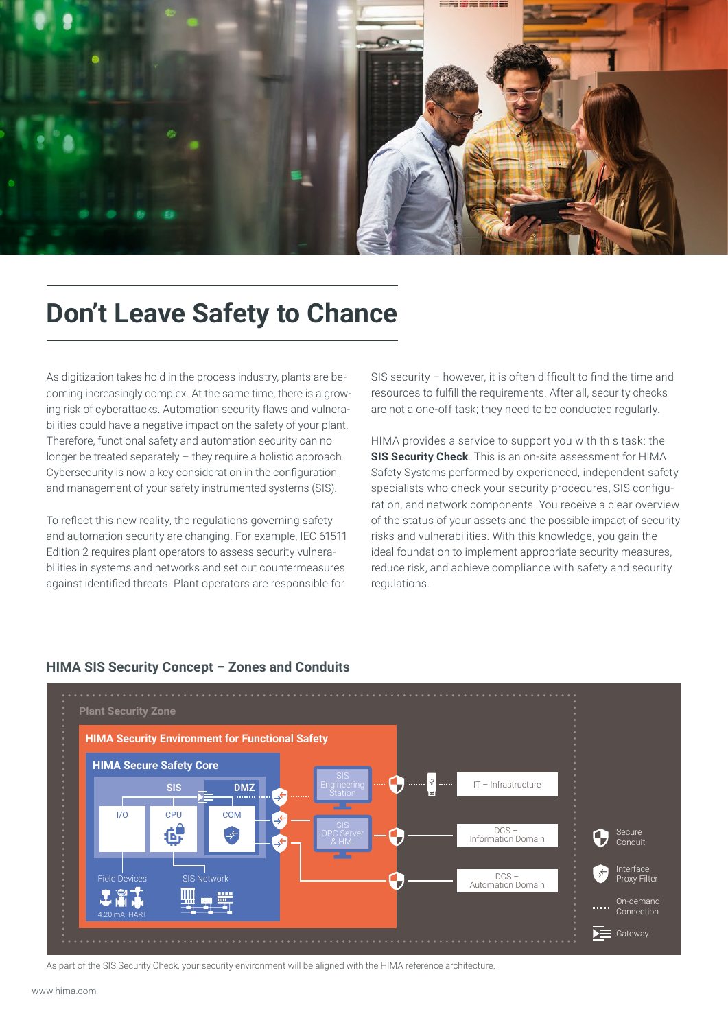# Don't Leave Safety to Chance

As digitization takes hold in the process industry, plants are becoming increasingly complex. At the same time, there is a growing risk of cyberattacks. Automation security flaws and vulnerabilities could have a negative impact on the safety of your plant. Therefore, functional safety and automation security can no longer be treated separately – they require a holistic approach. Cybersecurity is now a key consideration in the configuration and management of your safety instrumented systems (SIS).

To reflect this new reality, the regulations governing safety and automation security are changing. For example, IEC 61511 Edition 2 requires plant operators to assess security vulnerabilities in systems and networks and set out countermeasures against identified threats. Plant operators are responsible for SIS security – however, it is often difficult to find the time and resources to fulfill the requirements. After all, security checks are not a one-off task; they need to be conducted regularly.

HIMA provides a service to support you with this task: the **SIS Security Check**. This is an on-site assessment for HIMA Safety Systems performed by experienced, independent safety specialists who check your security procedures, SIS configuration, and network components. You receive a clear overview of the status of your assets and the possible impact of security risks and vulnerabilities. With this knowledge, you gain the ideal foundation to implement appropriate security measures, reduce risk, and achieve compliance with safety and security regulations.

### HIMA SIS Security Concept – Zones and Conduits

Plant Security Zone

HIMA Security Environment for Functional Safety

HIMA Secure Safety Core

SIS | DMZ

I/O | CPU | COM

Field Devices (4.20 mA HART) | SIS Network

SIS Engineering Station | SIS OPC Server & HMI

IT – Infrastructure | DCS – Information Domain | DCS – Automation Domain

Legend: Secure Conduit | Interface Proxy Filter | On-demand Connection | Gateway

As part of the SIS Security Check, your security environment will be aligned with the HIMA reference architecture.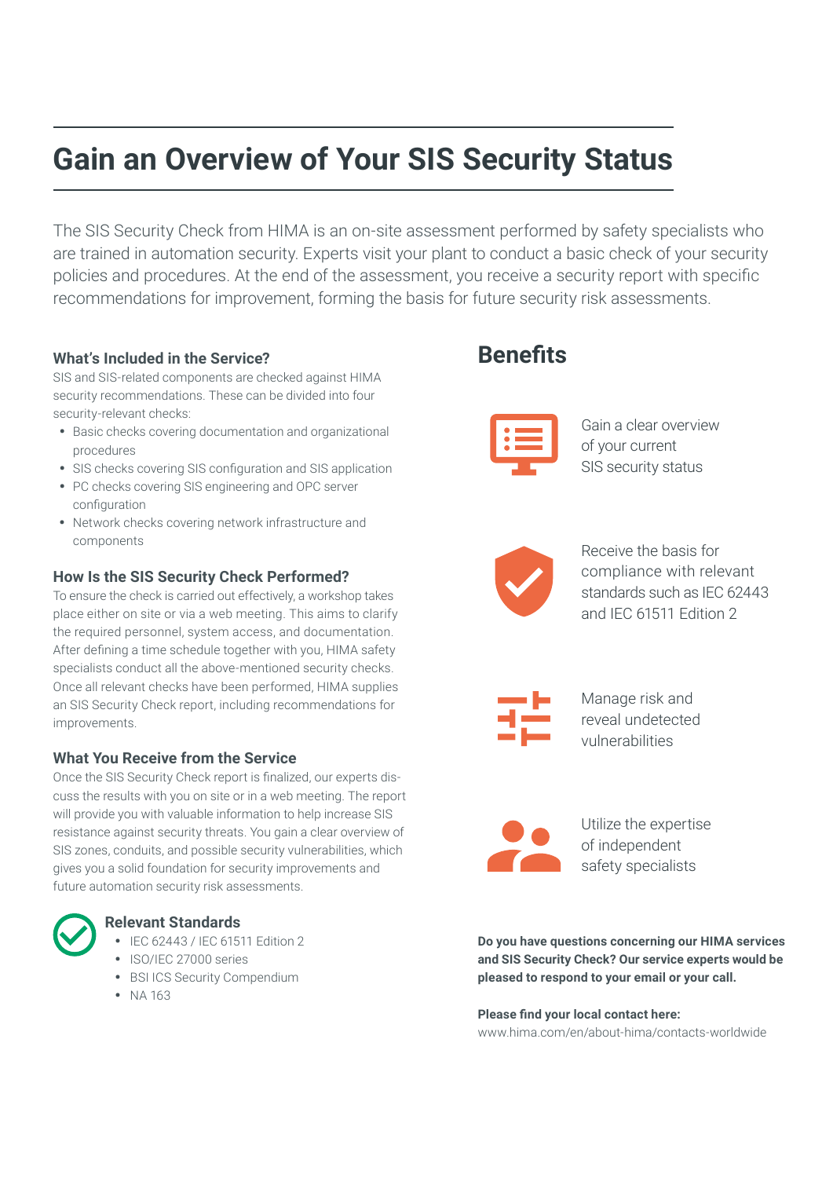# Gain an Overview of Your SIS Security Status

The SIS Security Check from HIMA is an on-site assessment performed by safety specialists who are trained in automation security. Experts visit your plant to conduct a basic check of your security policies and procedures. At the end of the assessment, you receive a security report with specific recommendations for improvement, forming the basis for future security risk assessments.

### What's Included in the Service?

SIS and SIS-related components are checked against HIMA security recommendations. These can be divided into four security-relevant checks:

- Basic checks covering documentation and organizational procedures
- SIS checks covering SIS configuration and SIS application
- PC checks covering SIS engineering and OPC server configuration
- Network checks covering network infrastructure and components

### How Is the SIS Security Check Performed?

To ensure the check is carried out effectively, a workshop takes place either on site or via a web meeting. This aims to clarify the required personnel, system access, and documentation. After defining a time schedule together with you, HIMA safety specialists conduct all the above-mentioned security checks. Once all relevant checks have been performed, HIMA supplies an SIS Security Check report, including recommendations for improvements.

### What You Receive from the Service

Once the SIS Security Check report is finalized, our experts discuss the results with you on site or in a web meeting. The report will provide you with valuable information to help increase SIS resistance against security threats. You gain a clear overview of SIS zones, conduits, and possible security vulnerabilities, which gives you a solid foundation for security improvements and future automation security risk assessments.

### Relevant Standards

- IEC 62443 / IEC 61511 Edition 2
- ISO/IEC 27000 series
- BSI ICS Security Compendium
- NA 163

## Benefits

Gain a clear overview of your current SIS security status

Receive the basis for compliance with relevant standards such as IEC 62443 and IEC 61511 Edition 2

Manage risk and reveal undetected vulnerabilities

Utilize the expertise of independent safety specialists

**Do you have questions concerning our HIMA services and SIS Security Check? Our service experts would be pleased to respond to your email or your call.**

**Please find your local contact here:**
www.hima.com/en/about-hima/contacts-worldwide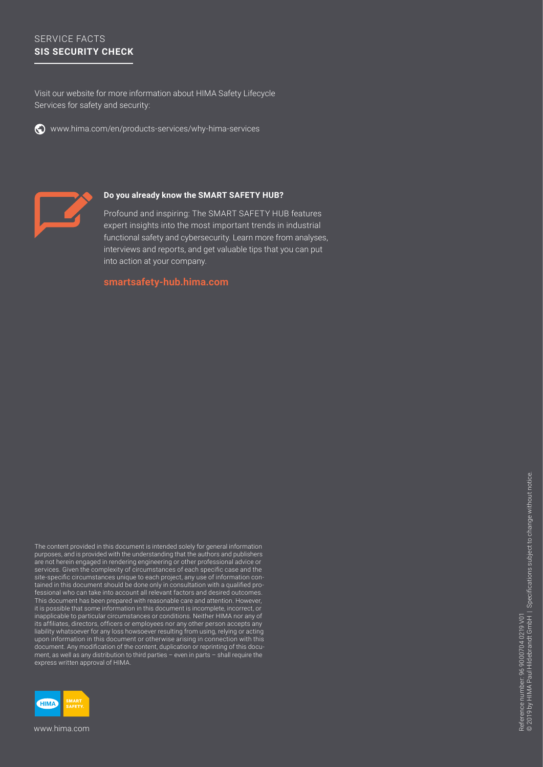SERVICE FACTS
**SIS SECURITY CHECK**

Visit our website for more information about HIMA Safety Lifecycle Services for safety and security:

www.hima.com/en/products-services/why-hima-services

**Do you already know the SMART SAFETY HUB?**

Profound and inspiring: The SMART SAFETY HUB features expert insights into the most important trends in industrial functional safety and cybersecurity. Learn more from analyses, interviews and reports, and get valuable tips that you can put into action at your company.

**smartsafety-hub.hima.com**

The content provided in this document is intended solely for general information purposes, and is provided with the understanding that the authors and publishers are not herein engaged in rendering engineering or other professional advice or services. Given the complexity of circumstances of each specific case and the site-specific circumstances unique to each project, any use of information contained in this document should be done only in consultation with a qualified professional who can take into account all relevant factors and desired outcomes. This document has been prepared with reasonable care and attention. However, it is possible that some information in this document is incomplete, incorrect, or inapplicable to particular circumstances or conditions. Neither HIMA nor any of its affiliates, directors, officers or employees nor any other person accepts any liability whatsoever for any loss howsoever resulting from using, relying or acting upon information in this document or otherwise arising in connection with this document. Any modification of the content, duplication or reprinting of this document, as well as any distribution to third parties – even in parts – shall require the express written approval of HIMA.

HIMA SMART SAFETY.

www.hima.com

Reference number: 96 9000704 0219 V01
© 2019 by HIMA Paul Hildebrandt GmbH | Specifications subject to change without notice.